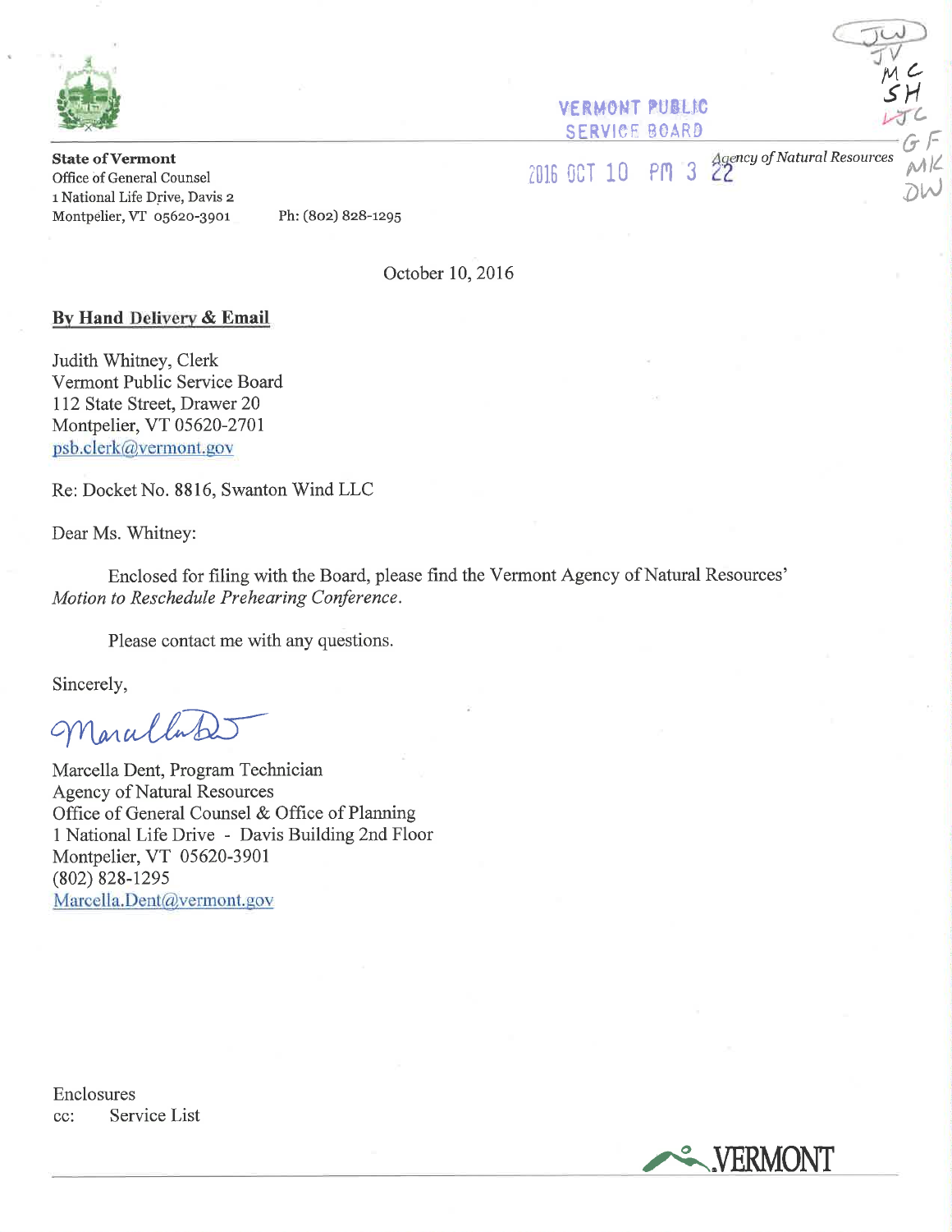State of Vermont
Office of General Counsel
1 National Life Drive, Davis 2
Montpelier, VT 05620-3901
Ph: (802) 828-1295

*Agency of Natural Resources*

VERMONT PUBLIC SERVICE BOARD
2016 OCT 10 PM 3 22

October 10, 2016

**By Hand Delivery & Email**

Judith Whitney, Clerk
Vermont Public Service Board
112 State Street, Drawer 20
Montpelier, VT 05620-2701
psb.clerk@vermont.gov

Re: Docket No. 8816, Swanton Wind LLC

Dear Ms. Whitney:

Enclosed for filing with the Board, please find the Vermont Agency of Natural Resources' *Motion to Reschedule Prehearing Conference*.

Please contact me with any questions.

Sincerely,

Marcella Dent, Program Technician
Agency of Natural Resources
Office of General Counsel & Office of Planning
1 National Life Drive - Davis Building 2nd Floor
Montpelier, VT 05620-3901
(802) 828-1295
Marcella.Dent@vermont.gov

Enclosures
cc: Service List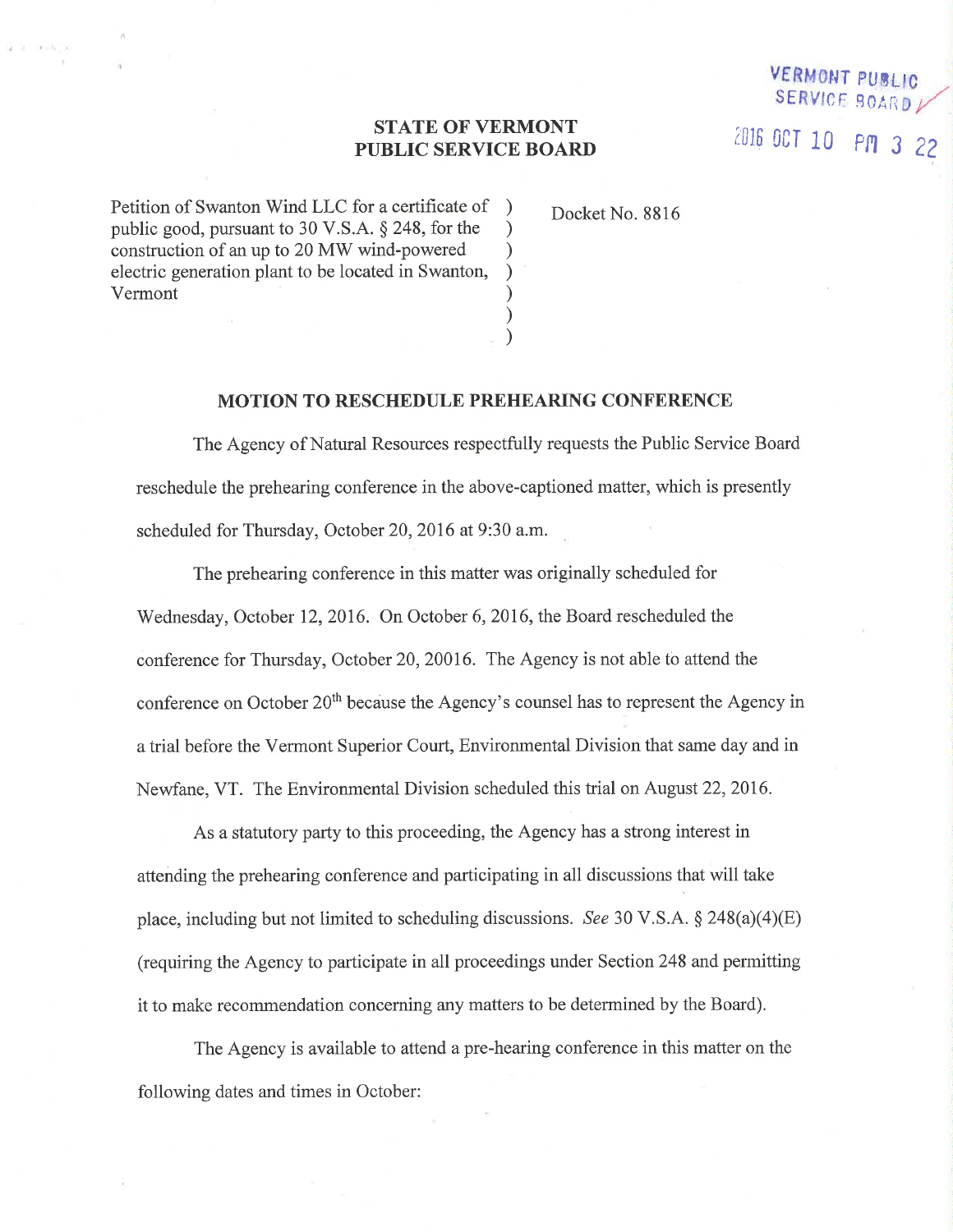VERMONT PUBLIC SERVICE BOARD
2016 OCT 10 PM 3 22

**STATE OF VERMONT**
**PUBLIC SERVICE BOARD**

Petition of Swanton Wind LLC for a certificate of public good, pursuant to 30 V.S.A. § 248, for the construction of an up to 20 MW wind-powered electric generation plant to be located in Swanton, Vermont

Docket No. 8816

## MOTION TO RESCHEDULE PREHEARING CONFERENCE

The Agency of Natural Resources respectfully requests the Public Service Board reschedule the prehearing conference in the above-captioned matter, which is presently scheduled for Thursday, October 20, 2016 at 9:30 a.m.

The prehearing conference in this matter was originally scheduled for Wednesday, October 12, 2016. On October 6, 2016, the Board rescheduled the conference for Thursday, October 20, 20016. The Agency is not able to attend the conference on October 20th because the Agency's counsel has to represent the Agency in a trial before the Vermont Superior Court, Environmental Division that same day and in Newfane, VT. The Environmental Division scheduled this trial on August 22, 2016.

As a statutory party to this proceeding, the Agency has a strong interest in attending the prehearing conference and participating in all discussions that will take place, including but not limited to scheduling discussions. *See* 30 V.S.A. § 248(a)(4)(E) (requiring the Agency to participate in all proceedings under Section 248 and permitting it to make recommendation concerning any matters to be determined by the Board).

The Agency is available to attend a pre-hearing conference in this matter on the following dates and times in October: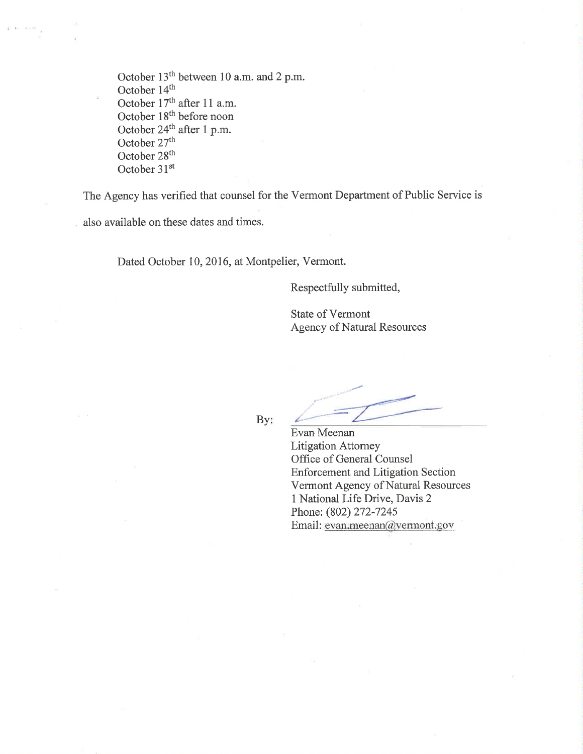October 13th between 10 a.m. and 2 p.m.
October 14th
October 17th after 11 a.m.
October 18th before noon
October 24th after 1 p.m.
October 27th
October 28th
October 31st

The Agency has verified that counsel for the Vermont Department of Public Service is also available on these dates and times.

Dated October 10, 2016, at Montpelier, Vermont.

Respectfully submitted,

State of Vermont
Agency of Natural Resources

By: ______________________________

Evan Meenan
Litigation Attorney
Office of General Counsel
Enforcement and Litigation Section
Vermont Agency of Natural Resources
1 National Life Drive, Davis 2
Phone: (802) 272-7245
Email: evan.meenan@vermont.gov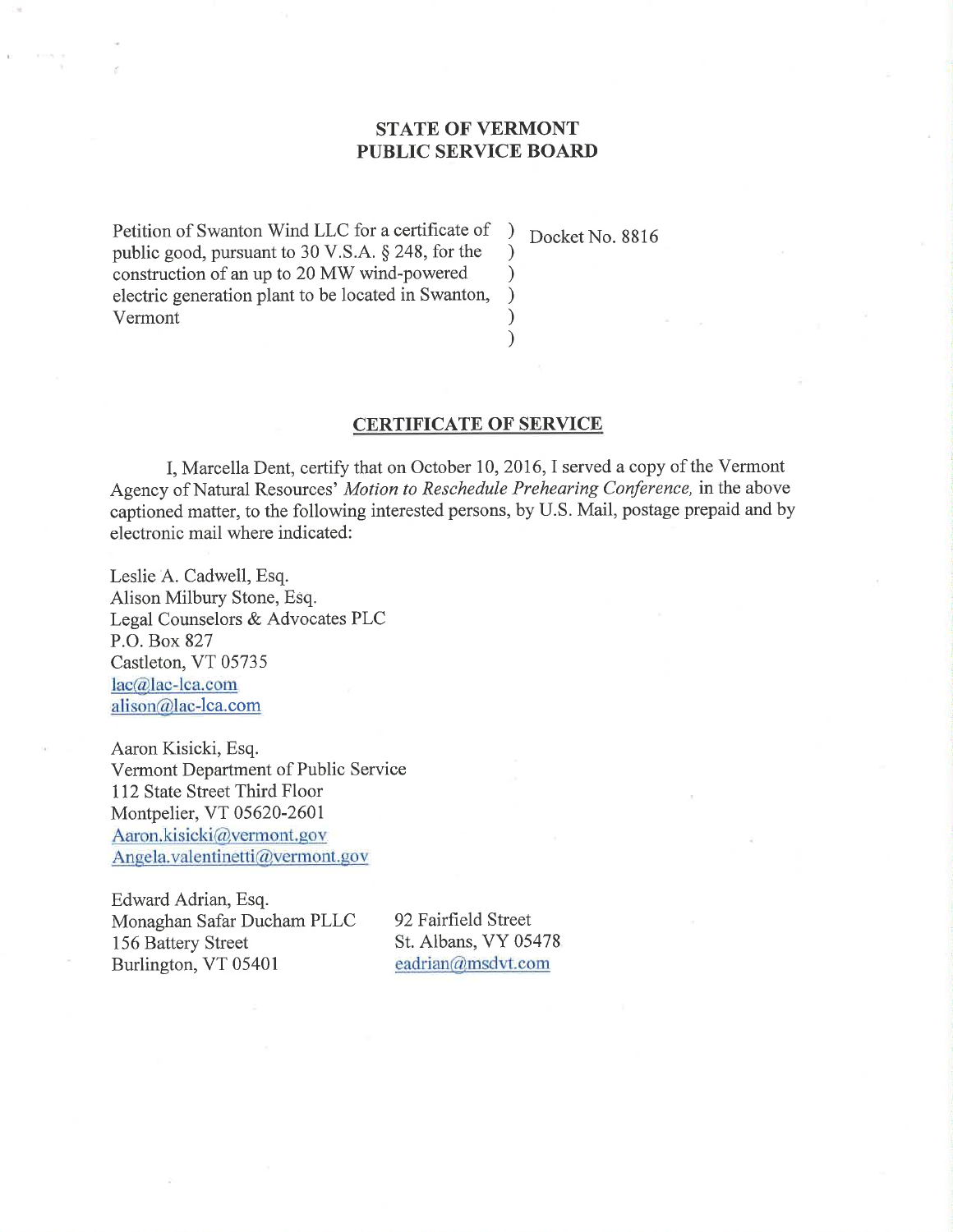**STATE OF VERMONT**
**PUBLIC SERVICE BOARD**

| | |
|---|---|
| Petition of Swanton Wind LLC for a certificate of public good, pursuant to 30 V.S.A. § 248, for the construction of an up to 20 MW wind-powered electric generation plant to be located in Swanton, Vermont | Docket No. 8816 |

**CERTIFICATE OF SERVICE**

I, Marcella Dent, certify that on October 10, 2016, I served a copy of the Vermont Agency of Natural Resources' *Motion to Reschedule Prehearing Conference,* in the above captioned matter, to the following interested persons, by U.S. Mail, postage prepaid and by electronic mail where indicated:

Leslie A. Cadwell, Esq.
Alison Milbury Stone, Esq.
Legal Counselors & Advocates PLC
P.O. Box 827
Castleton, VT 05735
lac@lac-lca.com
alison@lac-lca.com

Aaron Kisicki, Esq.
Vermont Department of Public Service
112 State Street Third Floor
Montpelier, VT 05620-2601
Aaron.kisicki@vermont.gov
Angela.valentinetti@vermont.gov

Edward Adrian, Esq.
Monaghan Safar Ducham PLLC
156 Battery Street
Burlington, VT 05401

92 Fairfield Street
St. Albans, VY 05478
eadrian@msdvt.com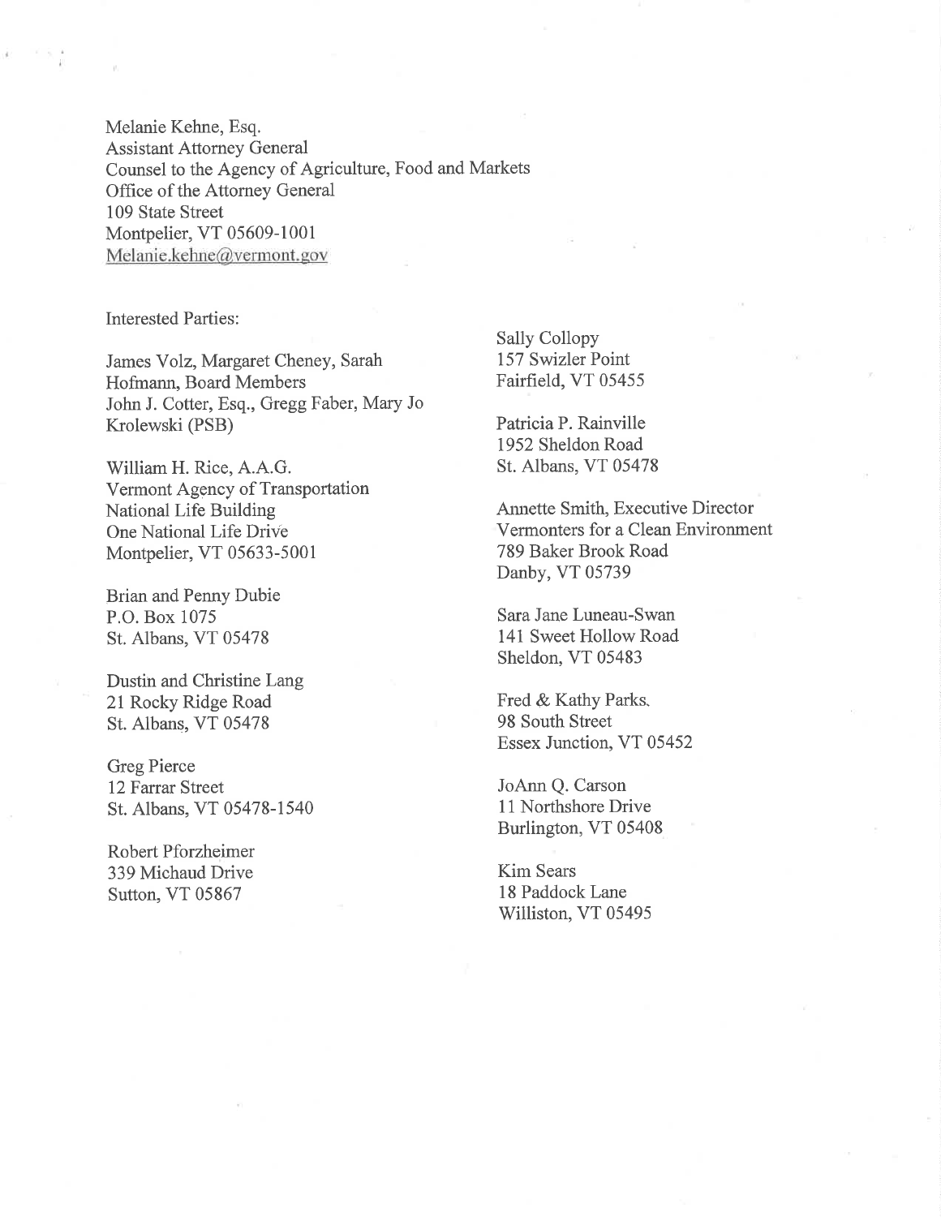Melanie Kehne, Esq.
Assistant Attorney General
Counsel to the Agency of Agriculture, Food and Markets
Office of the Attorney General
109 State Street
Montpelier, VT 05609-1001
Melanie.kehne@vermont.gov

Interested Parties:

James Volz, Margaret Cheney, Sarah Hofmann, Board Members
John J. Cotter, Esq., Gregg Faber, Mary Jo Krolewski (PSB)

William H. Rice, A.A.G.
Vermont Agency of Transportation
National Life Building
One National Life Drive
Montpelier, VT 05633-5001

Brian and Penny Dubie
P.O. Box 1075
St. Albans, VT 05478

Dustin and Christine Lang
21 Rocky Ridge Road
St. Albans, VT 05478

Greg Pierce
12 Farrar Street
St. Albans, VT 05478-1540

Robert Pforzheimer
339 Michaud Drive
Sutton, VT 05867

Sally Collopy
157 Swizler Point
Fairfield, VT 05455

Patricia P. Rainville
1952 Sheldon Road
St. Albans, VT 05478

Annette Smith, Executive Director
Vermonters for a Clean Environment
789 Baker Brook Road
Danby, VT 05739

Sara Jane Luneau-Swan
141 Sweet Hollow Road
Sheldon, VT 05483

Fred & Kathy Parks.
98 South Street
Essex Junction, VT 05452

JoAnn Q. Carson
11 Northshore Drive
Burlington, VT 05408

Kim Sears
18 Paddock Lane
Williston, VT 05495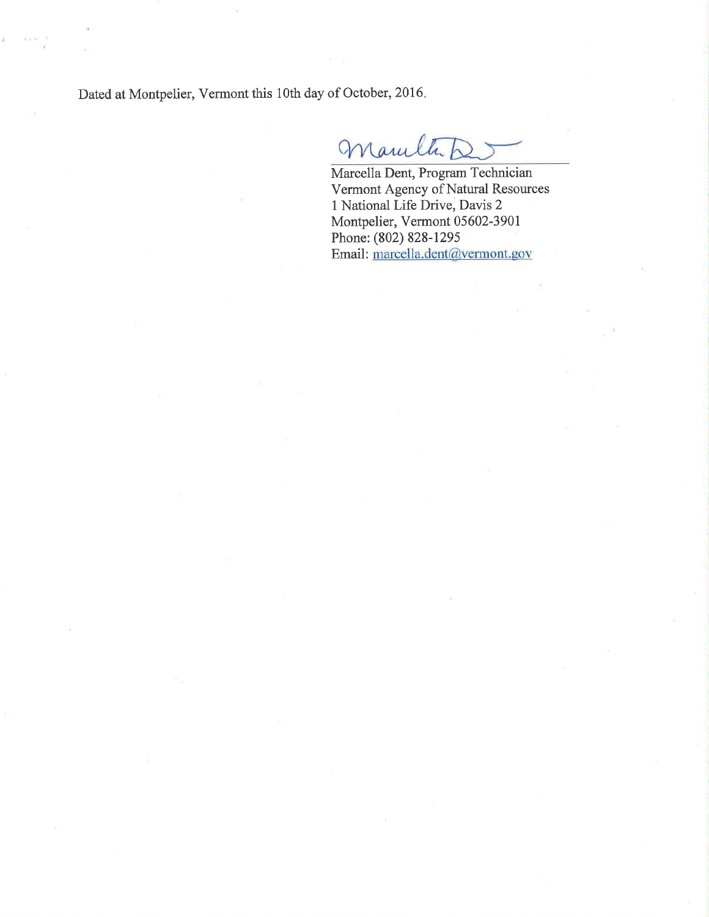Dated at Montpelier, Vermont this 10th day of October, 2016.

Marcella Dent, Program Technician
Vermont Agency of Natural Resources
1 National Life Drive, Davis 2
Montpelier, Vermont 05602-3901
Phone: (802) 828-1295
Email: marcella.dent@vermont.gov